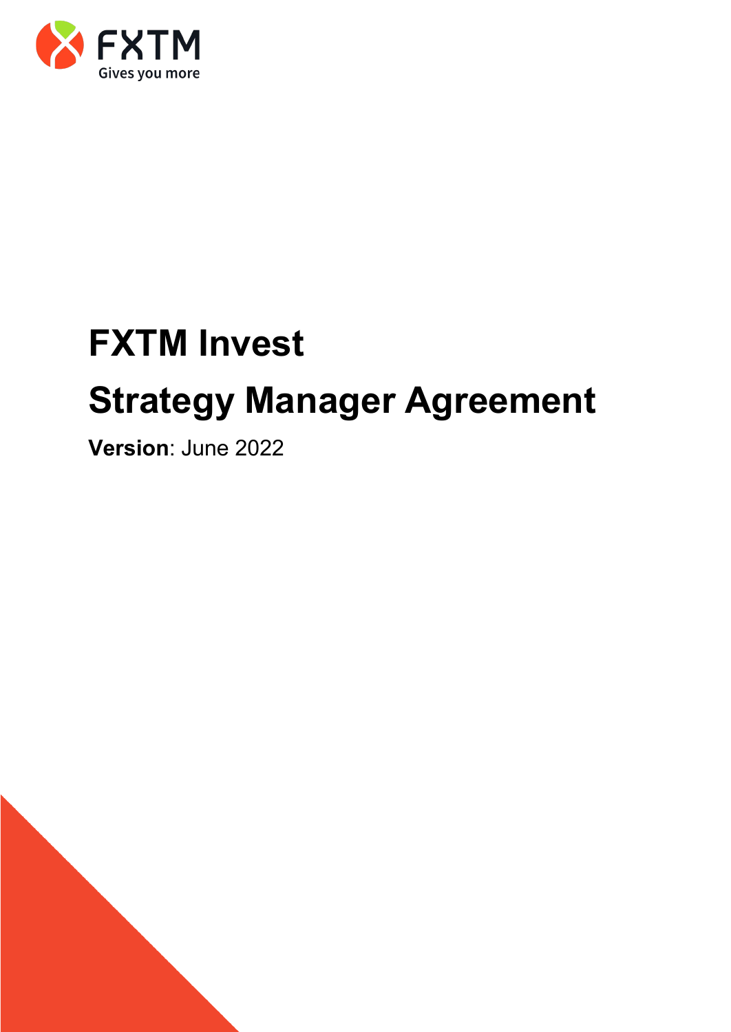FXTM
Gives you more

# FXTM Invest

# Strategy Manager Agreement

**Version**: June 2022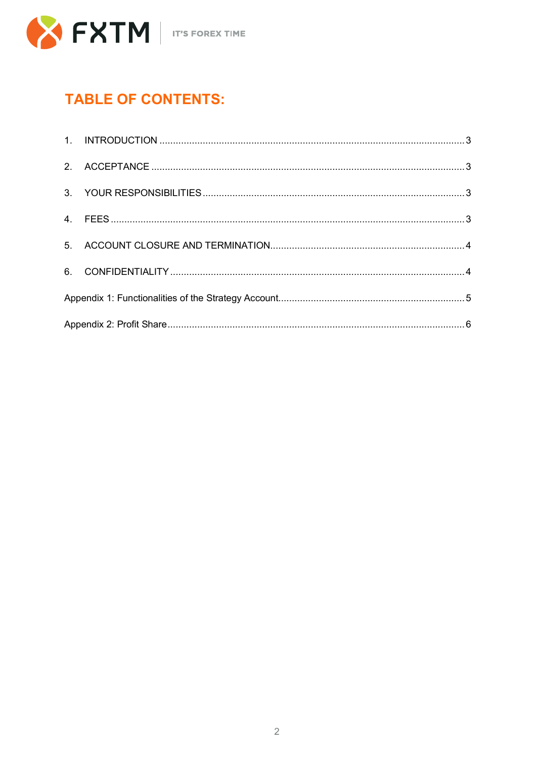# TABLE OF CONTENTS:

1. INTRODUCTION ... 3
2. ACCEPTANCE ... 3
3. YOUR RESPONSIBILITIES ... 3
4. FEES ... 3
5. ACCOUNT CLOSURE AND TERMINATION ... 4
6. CONFIDENTIALITY ... 4

Appendix 1: Functionalities of the Strategy Account ... 5

Appendix 2: Profit Share ... 6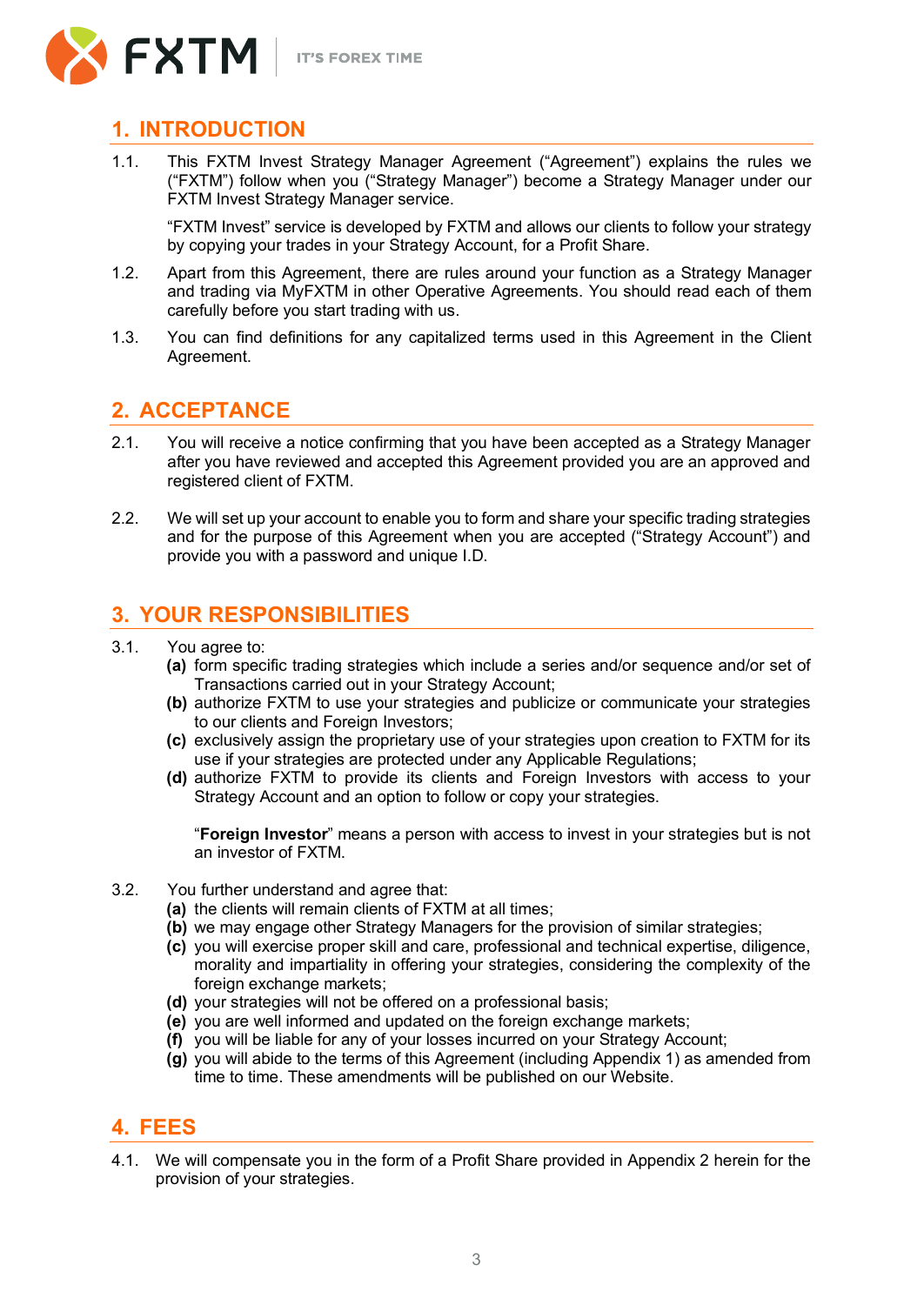## 1. INTRODUCTION

1.1. This FXTM Invest Strategy Manager Agreement ("Agreement") explains the rules we ("FXTM") follow when you ("Strategy Manager") become a Strategy Manager under our FXTM Invest Strategy Manager service.

"FXTM Invest" service is developed by FXTM and allows our clients to follow your strategy by copying your trades in your Strategy Account, for a Profit Share.

1.2. Apart from this Agreement, there are rules around your function as a Strategy Manager and trading via MyFXTM in other Operative Agreements. You should read each of them carefully before you start trading with us.

1.3. You can find definitions for any capitalized terms used in this Agreement in the Client Agreement.

## 2. ACCEPTANCE

2.1. You will receive a notice confirming that you have been accepted as a Strategy Manager after you have reviewed and accepted this Agreement provided you are an approved and registered client of FXTM.

2.2. We will set up your account to enable you to form and share your specific trading strategies and for the purpose of this Agreement when you are accepted ("Strategy Account") and provide you with a password and unique I.D.

## 3. YOUR RESPONSIBILITIES

3.1. You agree to:

**(a)** form specific trading strategies which include a series and/or sequence and/or set of Transactions carried out in your Strategy Account;
**(b)** authorize FXTM to use your strategies and publicize or communicate your strategies to our clients and Foreign Investors;
**(c)** exclusively assign the proprietary use of your strategies upon creation to FXTM for its use if your strategies are protected under any Applicable Regulations;
**(d)** authorize FXTM to provide its clients and Foreign Investors with access to your Strategy Account and an option to follow or copy your strategies.

"**Foreign Investor**" means a person with access to invest in your strategies but is not an investor of FXTM.

3.2. You further understand and agree that:

**(a)** the clients will remain clients of FXTM at all times;
**(b)** we may engage other Strategy Managers for the provision of similar strategies;
**(c)** you will exercise proper skill and care, professional and technical expertise, diligence, morality and impartiality in offering your strategies, considering the complexity of the foreign exchange markets;
**(d)** your strategies will not be offered on a professional basis;
**(e)** you are well informed and updated on the foreign exchange markets;
**(f)** you will be liable for any of your losses incurred on your Strategy Account;
**(g)** you will abide to the terms of this Agreement (including Appendix 1) as amended from time to time. These amendments will be published on our Website.

## 4. FEES

4.1. We will compensate you in the form of a Profit Share provided in Appendix 2 herein for the provision of your strategies.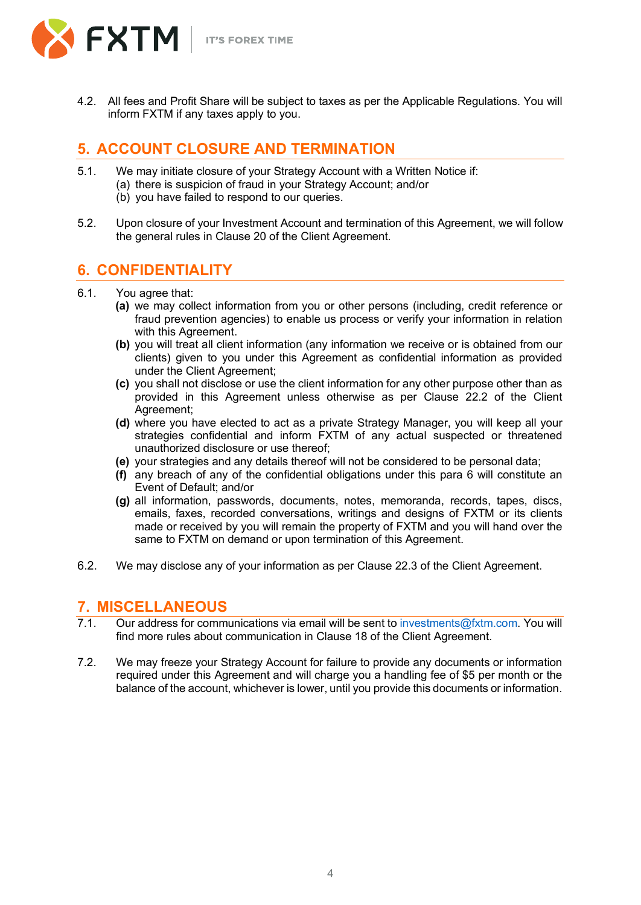4.2. All fees and Profit Share will be subject to taxes as per the Applicable Regulations. You will inform FXTM if any taxes apply to you.

## 5. ACCOUNT CLOSURE AND TERMINATION

5.1. We may initiate closure of your Strategy Account with a Written Notice if:
   (a) there is suspicion of fraud in your Strategy Account; and/or
   (b) you have failed to respond to our queries.

5.2. Upon closure of your Investment Account and termination of this Agreement, we will follow the general rules in Clause 20 of the Client Agreement.

## 6. CONFIDENTIALITY

6.1. You agree that:
   **(a)** we may collect information from you or other persons (including, credit reference or fraud prevention agencies) to enable us process or verify your information in relation with this Agreement.
   **(b)** you will treat all client information (any information we receive or is obtained from our clients) given to you under this Agreement as confidential information as provided under the Client Agreement;
   **(c)** you shall not disclose or use the client information for any other purpose other than as provided in this Agreement unless otherwise as per Clause 22.2 of the Client Agreement;
   **(d)** where you have elected to act as a private Strategy Manager, you will keep all your strategies confidential and inform FXTM of any actual suspected or threatened unauthorized disclosure or use thereof;
   **(e)** your strategies and any details thereof will not be considered to be personal data;
   **(f)** any breach of any of the confidential obligations under this para 6 will constitute an Event of Default; and/or
   **(g)** all information, passwords, documents, notes, memoranda, records, tapes, discs, emails, faxes, recorded conversations, writings and designs of FXTM or its clients made or received by you will remain the property of FXTM and you will hand over the same to FXTM on demand or upon termination of this Agreement.

6.2. We may disclose any of your information as per Clause 22.3 of the Client Agreement.

## 7. MISCELLANEOUS

7.1. Our address for communications via email will be sent to investments@fxtm.com. You will find more rules about communication in Clause 18 of the Client Agreement.

7.2. We may freeze your Strategy Account for failure to provide any documents or information required under this Agreement and will charge you a handling fee of $5 per month or the balance of the account, whichever is lower, until you provide this documents or information.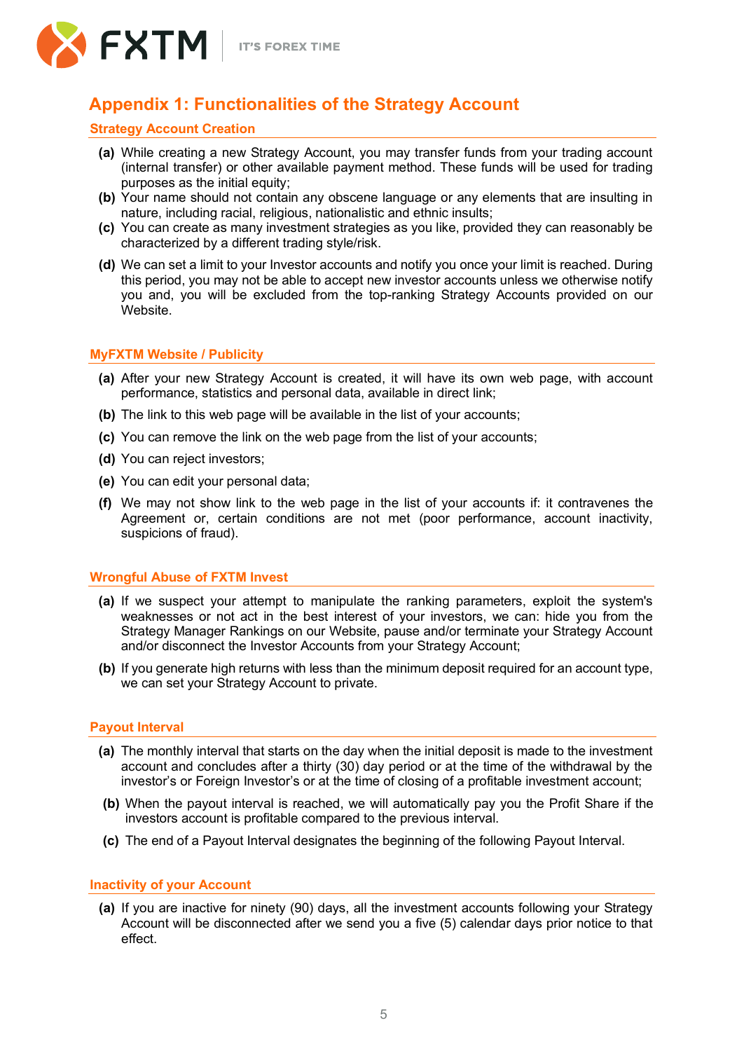# Appendix 1: Functionalities of the Strategy Account

## Strategy Account Creation

**(a)** While creating a new Strategy Account, you may transfer funds from your trading account (internal transfer) or other available payment method. These funds will be used for trading purposes as the initial equity;

**(b)** Your name should not contain any obscene language or any elements that are insulting in nature, including racial, religious, nationalistic and ethnic insults;

**(c)** You can create as many investment strategies as you like, provided they can reasonably be characterized by a different trading style/risk.

**(d)** We can set a limit to your Investor accounts and notify you once your limit is reached. During this period, you may not be able to accept new investor accounts unless we otherwise notify you and, you will be excluded from the top-ranking Strategy Accounts provided on our Website.

## MyFXTM Website / Publicity

**(a)** After your new Strategy Account is created, it will have its own web page, with account performance, statistics and personal data, available in direct link;

**(b)** The link to this web page will be available in the list of your accounts;

**(c)** You can remove the link on the web page from the list of your accounts;

**(d)** You can reject investors;

**(e)** You can edit your personal data;

**(f)** We may not show link to the web page in the list of your accounts if: it contravenes the Agreement or, certain conditions are not met (poor performance, account inactivity, suspicions of fraud).

## Wrongful Abuse of FXTM Invest

**(a)** If we suspect your attempt to manipulate the ranking parameters, exploit the system's weaknesses or not act in the best interest of your investors, we can: hide you from the Strategy Manager Rankings on our Website, pause and/or terminate your Strategy Account and/or disconnect the Investor Accounts from your Strategy Account;

**(b)** If you generate high returns with less than the minimum deposit required for an account type, we can set your Strategy Account to private.

## Payout Interval

**(a)** The monthly interval that starts on the day when the initial deposit is made to the investment account and concludes after a thirty (30) day period or at the time of the withdrawal by the investor's or Foreign Investor's or at the time of closing of a profitable investment account;

**(b)** When the payout interval is reached, we will automatically pay you the Profit Share if the investors account is profitable compared to the previous interval.

**(c)** The end of a Payout Interval designates the beginning of the following Payout Interval.

## Inactivity of your Account

**(a)** If you are inactive for ninety (90) days, all the investment accounts following your Strategy Account will be disconnected after we send you a five (5) calendar days prior notice to that effect.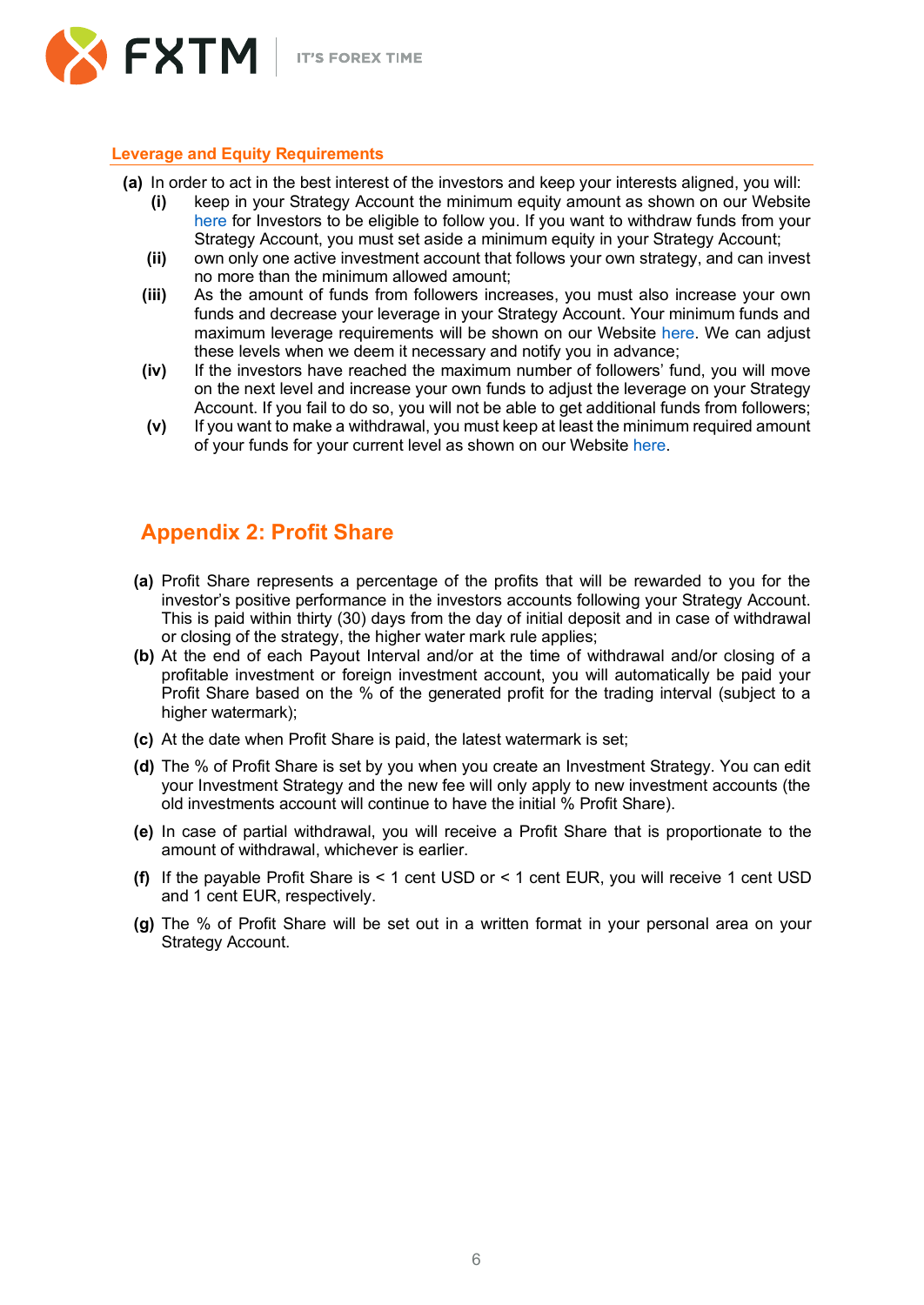### Leverage and Equity Requirements

**(a)** In order to act in the best interest of the investors and keep your interests aligned, you will:

- **(i)** keep in your Strategy Account the minimum equity amount as shown on our Website here for Investors to be eligible to follow you. If you want to withdraw funds from your Strategy Account, you must set aside a minimum equity in your Strategy Account;
- **(ii)** own only one active investment account that follows your own strategy, and can invest no more than the minimum allowed amount;
- **(iii)** As the amount of funds from followers increases, you must also increase your own funds and decrease your leverage in your Strategy Account. Your minimum funds and maximum leverage requirements will be shown on our Website here. We can adjust these levels when we deem it necessary and notify you in advance;
- **(iv)** If the investors have reached the maximum number of followers' fund, you will move on the next level and increase your own funds to adjust the leverage on your Strategy Account. If you fail to do so, you will not be able to get additional funds from followers;
- **(v)** If you want to make a withdrawal, you must keep at least the minimum required amount of your funds for your current level as shown on our Website here.

## Appendix 2: Profit Share

**(a)** Profit Share represents a percentage of the profits that will be rewarded to you for the investor's positive performance in the investors accounts following your Strategy Account. This is paid within thirty (30) days from the day of initial deposit and in case of withdrawal or closing of the strategy, the higher water mark rule applies;

**(b)** At the end of each Payout Interval and/or at the time of withdrawal and/or closing of a profitable investment or foreign investment account, you will automatically be paid your Profit Share based on the % of the generated profit for the trading interval (subject to a higher watermark);

**(c)** At the date when Profit Share is paid, the latest watermark is set;

**(d)** The % of Profit Share is set by you when you create an Investment Strategy. You can edit your Investment Strategy and the new fee will only apply to new investment accounts (the old investments account will continue to have the initial % Profit Share).

**(e)** In case of partial withdrawal, you will receive a Profit Share that is proportionate to the amount of withdrawal, whichever is earlier.

**(f)** If the payable Profit Share is < 1 cent USD or < 1 cent EUR, you will receive 1 cent USD and 1 cent EUR, respectively.

**(g)** The % of Profit Share will be set out in a written format in your personal area on your Strategy Account.